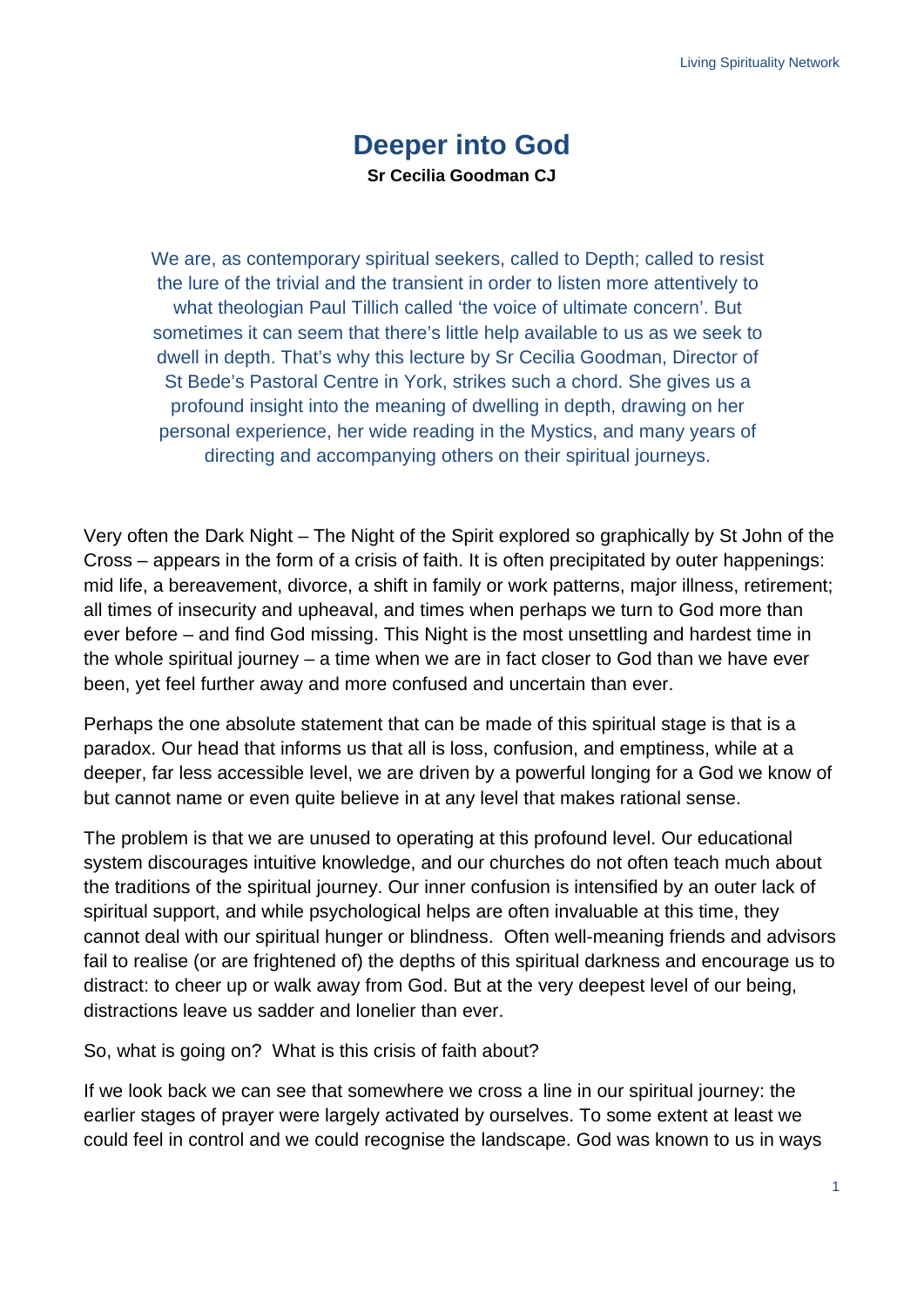# Deeper into God

**Sr Cecilia Goodman CJ**

We are, as contemporary spiritual seekers, called to Depth; called to resist the lure of the trivial and the transient in order to listen more attentively to what theologian Paul Tillich called 'the voice of ultimate concern'. But sometimes it can seem that there's little help available to us as we seek to dwell in depth. That's why this lecture by Sr Cecilia Goodman, Director of St Bede's Pastoral Centre in York, strikes such a chord. She gives us a profound insight into the meaning of dwelling in depth, drawing on her personal experience, her wide reading in the Mystics, and many years of directing and accompanying others on their spiritual journeys.

Very often the Dark Night – The Night of the Spirit explored so graphically by St John of the Cross – appears in the form of a crisis of faith. It is often precipitated by outer happenings: mid life, a bereavement, divorce, a shift in family or work patterns, major illness, retirement; all times of insecurity and upheaval, and times when perhaps we turn to God more than ever before – and find God missing. This Night is the most unsettling and hardest time in the whole spiritual journey – a time when we are in fact closer to God than we have ever been, yet feel further away and more confused and uncertain than ever.

Perhaps the one absolute statement that can be made of this spiritual stage is that is a paradox. Our head that informs us that all is loss, confusion, and emptiness, while at a deeper, far less accessible level, we are driven by a powerful longing for a God we know of but cannot name or even quite believe in at any level that makes rational sense.

The problem is that we are unused to operating at this profound level. Our educational system discourages intuitive knowledge, and our churches do not often teach much about the traditions of the spiritual journey. Our inner confusion is intensified by an outer lack of spiritual support, and while psychological helps are often invaluable at this time, they cannot deal with our spiritual hunger or blindness. Often well-meaning friends and advisors fail to realise (or are frightened of) the depths of this spiritual darkness and encourage us to distract: to cheer up or walk away from God. But at the very deepest level of our being, distractions leave us sadder and lonelier than ever.

So, what is going on? What is this crisis of faith about?

If we look back we can see that somewhere we cross a line in our spiritual journey: the earlier stages of prayer were largely activated by ourselves. To some extent at least we could feel in control and we could recognise the landscape. God was known to us in ways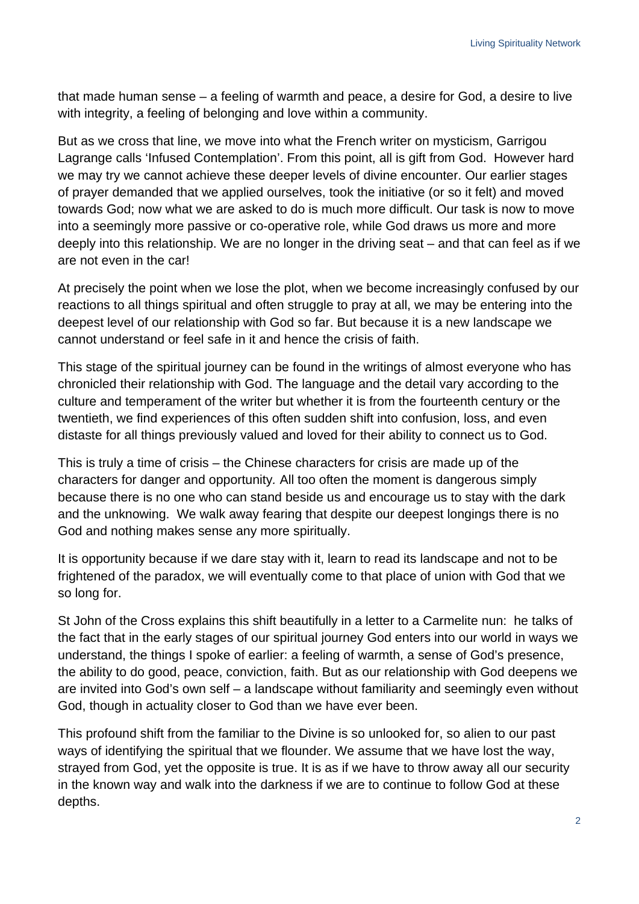that made human sense – a feeling of warmth and peace, a desire for God, a desire to live with integrity, a feeling of belonging and love within a community.

But as we cross that line, we move into what the French writer on mysticism, Garrigou Lagrange calls 'Infused Contemplation'. From this point, all is gift from God. However hard we may try we cannot achieve these deeper levels of divine encounter. Our earlier stages of prayer demanded that we applied ourselves, took the initiative (or so it felt) and moved towards God; now what we are asked to do is much more difficult. Our task is now to move into a seemingly more passive or co-operative role, while God draws us more and more deeply into this relationship. We are no longer in the driving seat – and that can feel as if we are not even in the car!

At precisely the point when we lose the plot, when we become increasingly confused by our reactions to all things spiritual and often struggle to pray at all, we may be entering into the deepest level of our relationship with God so far. But because it is a new landscape we cannot understand or feel safe in it and hence the crisis of faith.

This stage of the spiritual journey can be found in the writings of almost everyone who has chronicled their relationship with God. The language and the detail vary according to the culture and temperament of the writer but whether it is from the fourteenth century or the twentieth, we find experiences of this often sudden shift into confusion, loss, and even distaste for all things previously valued and loved for their ability to connect us to God.

This is truly a time of crisis – the Chinese characters for crisis are made up of the characters for danger and opportunity. All too often the moment is dangerous simply because there is no one who can stand beside us and encourage us to stay with the dark and the unknowing. We walk away fearing that despite our deepest longings there is no God and nothing makes sense any more spiritually.

It is opportunity because if we dare stay with it, learn to read its landscape and not to be frightened of the paradox, we will eventually come to that place of union with God that we so long for.

St John of the Cross explains this shift beautifully in a letter to a Carmelite nun: he talks of the fact that in the early stages of our spiritual journey God enters into our world in ways we understand, the things I spoke of earlier: a feeling of warmth, a sense of God's presence, the ability to do good, peace, conviction, faith. But as our relationship with God deepens we are invited into God's own self – a landscape without familiarity and seemingly even without God, though in actuality closer to God than we have ever been.

This profound shift from the familiar to the Divine is so unlooked for, so alien to our past ways of identifying the spiritual that we flounder. We assume that we have lost the way, strayed from God, yet the opposite is true. It is as if we have to throw away all our security in the known way and walk into the darkness if we are to continue to follow God at these depths.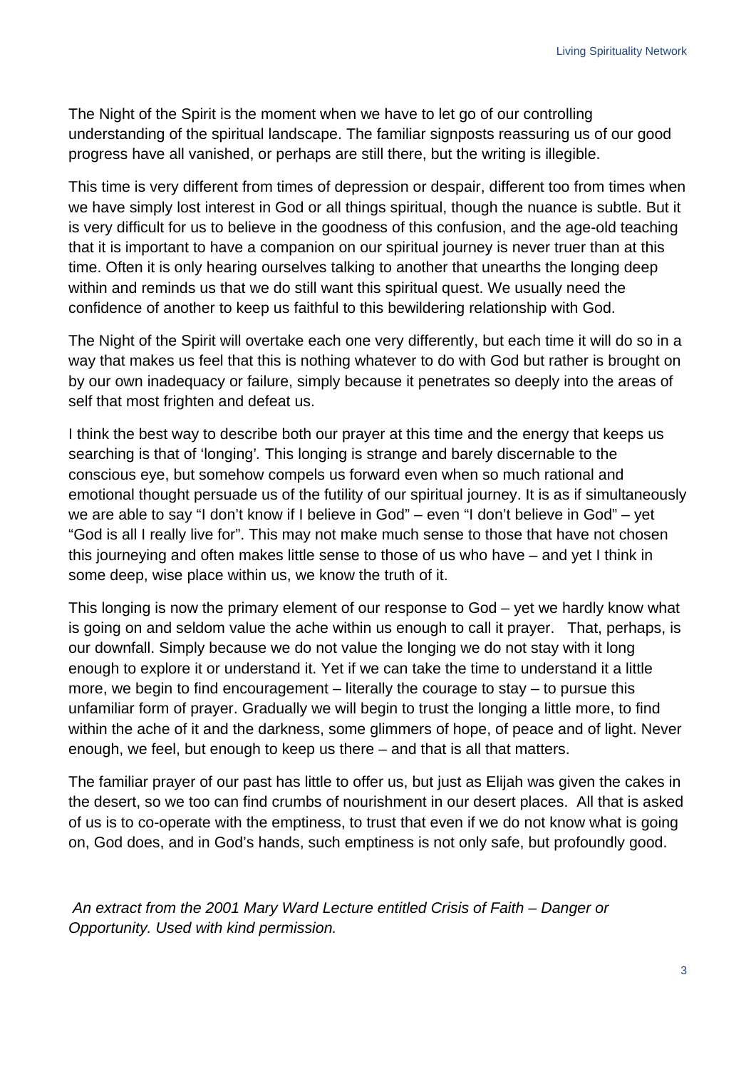The Night of the Spirit is the moment when we have to let go of our controlling understanding of the spiritual landscape. The familiar signposts reassuring us of our good progress have all vanished, or perhaps are still there, but the writing is illegible.

This time is very different from times of depression or despair, different too from times when we have simply lost interest in God or all things spiritual, though the nuance is subtle. But it is very difficult for us to believe in the goodness of this confusion, and the age-old teaching that it is important to have a companion on our spiritual journey is never truer than at this time. Often it is only hearing ourselves talking to another that unearths the longing deep within and reminds us that we do still want this spiritual quest. We usually need the confidence of another to keep us faithful to this bewildering relationship with God.

The Night of the Spirit will overtake each one very differently, but each time it will do so in a way that makes us feel that this is nothing whatever to do with God but rather is brought on by our own inadequacy or failure, simply because it penetrates so deeply into the areas of self that most frighten and defeat us.

I think the best way to describe both our prayer at this time and the energy that keeps us searching is that of 'longing'. This longing is strange and barely discernable to the conscious eye, but somehow compels us forward even when so much rational and emotional thought persuade us of the futility of our spiritual journey. It is as if simultaneously we are able to say "I don't know if I believe in God" – even "I don't believe in God" – yet "God is all I really live for". This may not make much sense to those that have not chosen this journeying and often makes little sense to those of us who have – and yet I think in some deep, wise place within us, we know the truth of it.

This longing is now the primary element of our response to God – yet we hardly know what is going on and seldom value the ache within us enough to call it prayer. That, perhaps, is our downfall. Simply because we do not value the longing we do not stay with it long enough to explore it or understand it. Yet if we can take the time to understand it a little more, we begin to find encouragement – literally the courage to stay – to pursue this unfamiliar form of prayer. Gradually we will begin to trust the longing a little more, to find within the ache of it and the darkness, some glimmers of hope, of peace and of light. Never enough, we feel, but enough to keep us there – and that is all that matters.

The familiar prayer of our past has little to offer us, but just as Elijah was given the cakes in the desert, so we too can find crumbs of nourishment in our desert places. All that is asked of us is to co-operate with the emptiness, to trust that even if we do not know what is going on, God does, and in God's hands, such emptiness is not only safe, but profoundly good.

*An extract from the 2001 Mary Ward Lecture entitled Crisis of Faith – Danger or Opportunity. Used with kind permission.*